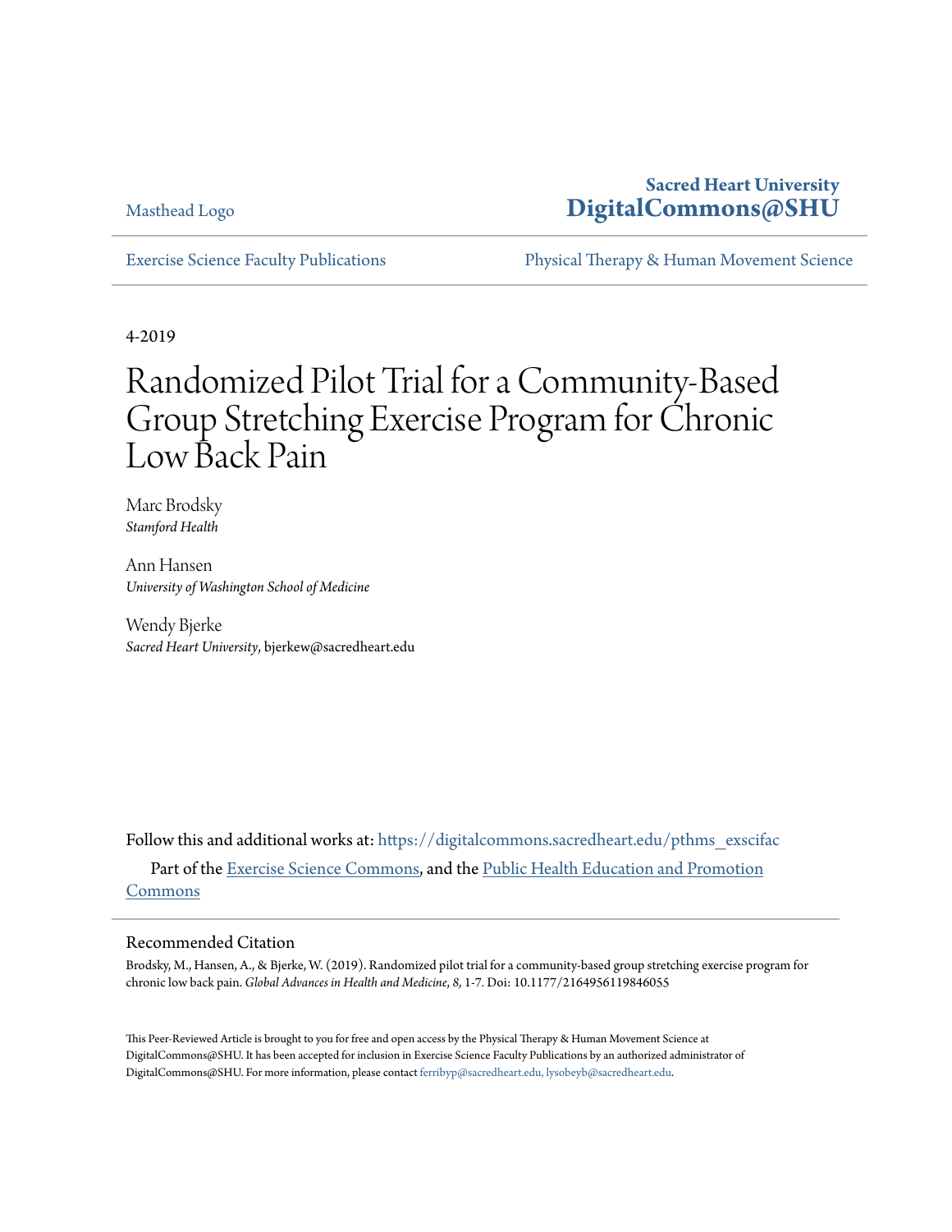Masthead Logo

**Sacred Heart University**
**DigitalCommons@SHU**

Exercise Science Faculty Publications

Physical Therapy & Human Movement Science

4-2019

# Randomized Pilot Trial for a Community-Based Group Stretching Exercise Program for Chronic Low Back Pain

Marc Brodsky
*Stamford Health*

Ann Hansen
*University of Washington School of Medicine*

Wendy Bjerke
*Sacred Heart University*, bjerkew@sacredheart.edu

Follow this and additional works at: https://digitalcommons.sacredheart.edu/pthms_exscifac

Part of the Exercise Science Commons, and the Public Health Education and Promotion Commons

## Recommended Citation

Brodsky, M., Hansen, A., & Bjerke, W. (2019). Randomized pilot trial for a community-based group stretching exercise program for chronic low back pain. *Global Advances in Health and Medicine*, *8*, 1-7. Doi: 10.1177/2164956119846055

This Peer-Reviewed Article is brought to you for free and open access by the Physical Therapy & Human Movement Science at DigitalCommons@SHU. It has been accepted for inclusion in Exercise Science Faculty Publications by an authorized administrator of DigitalCommons@SHU. For more information, please contact ferribyp@sacredheart.edu, lysobeyb@sacredheart.edu.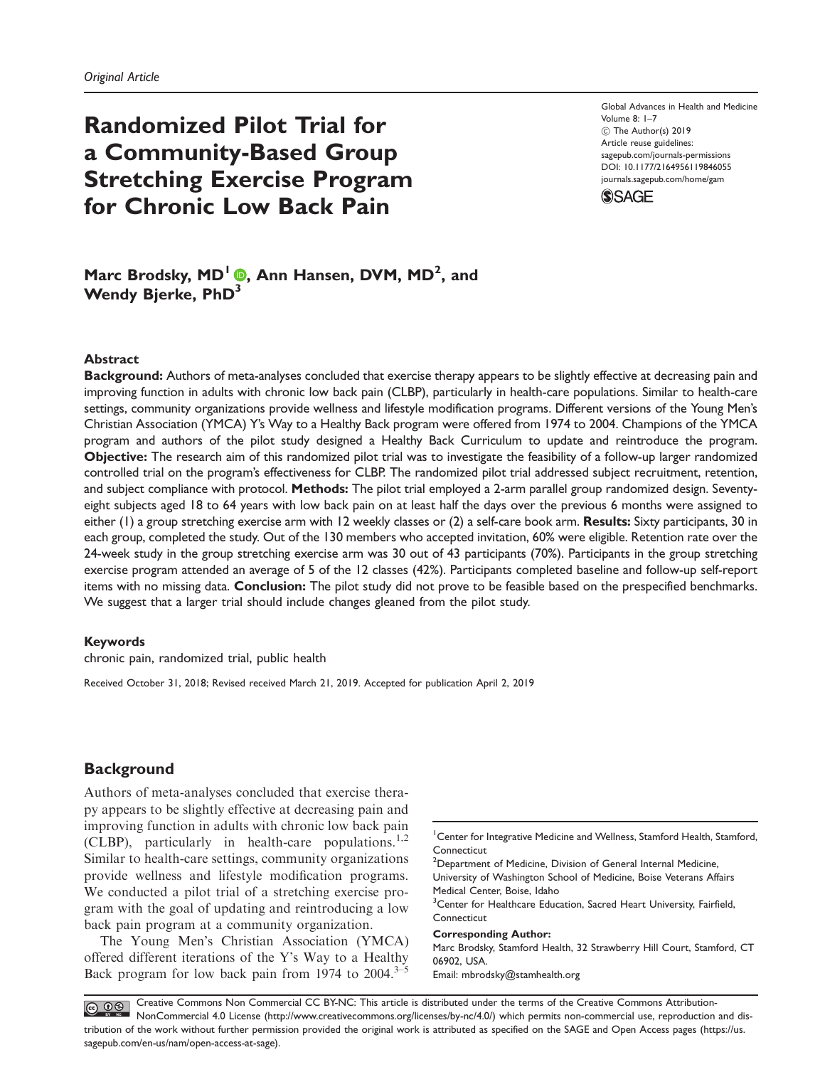Original Article

# Randomized Pilot Trial for a Community-Based Group Stretching Exercise Program for Chronic Low Back Pain

Global Advances in Health and Medicine
Volume 8: 1–7
© The Author(s) 2019
Article reuse guidelines:
sagepub.com/journals-permissions
DOI: 10.1177/2164956119846055
journals.sagepub.com/home/gam

**Marc Brodsky, MD[1], Ann Hansen, DVM, MD[2], and Wendy Bjerke, PhD[3]**

## Abstract

**Background:** Authors of meta-analyses concluded that exercise therapy appears to be slightly effective at decreasing pain and improving function in adults with chronic low back pain (CLBP), particularly in health-care populations. Similar to health-care settings, community organizations provide wellness and lifestyle modification programs. Different versions of the Young Men's Christian Association (YMCA) Y's Way to a Healthy Back program were offered from 1974 to 2004. Champions of the YMCA program and authors of the pilot study designed a Healthy Back Curriculum to update and reintroduce the program. **Objective:** The research aim of this randomized pilot trial was to investigate the feasibility of a follow-up larger randomized controlled trial on the program's effectiveness for CLBP. The randomized pilot trial addressed subject recruitment, retention, and subject compliance with protocol. **Methods:** The pilot trial employed a 2-arm parallel group randomized design. Seventy-eight subjects aged 18 to 64 years with low back pain on at least half the days over the previous 6 months were assigned to either (1) a group stretching exercise arm with 12 weekly classes or (2) a self-care book arm. **Results:** Sixty participants, 30 in each group, completed the study. Out of the 130 members who accepted invitation, 60% were eligible. Retention rate over the 24-week study in the group stretching exercise arm was 30 out of 43 participants (70%). Participants in the group stretching exercise program attended an average of 5 of the 12 classes (42%). Participants completed baseline and follow-up self-report items with no missing data. **Conclusion:** The pilot study did not prove to be feasible based on the prespecified benchmarks. We suggest that a larger trial should include changes gleaned from the pilot study.

### Keywords

chronic pain, randomized trial, public health

Received October 31, 2018; Revised received March 21, 2019. Accepted for publication April 2, 2019

## Background

Authors of meta-analyses concluded that exercise therapy appears to be slightly effective at decreasing pain and improving function in adults with chronic low back pain (CLBP), particularly in health-care populations.[1,2] Similar to health-care settings, community organizations provide wellness and lifestyle modification programs. We conducted a pilot trial of a stretching exercise program with the goal of updating and reintroducing a low back pain program at a community organization.

The Young Men's Christian Association (YMCA) offered different iterations of the Y's Way to a Healthy Back program for low back pain from 1974 to 2004.[3–5]

[1]Center for Integrative Medicine and Wellness, Stamford Health, Stamford, Connecticut
[2]Department of Medicine, Division of General Internal Medicine, University of Washington School of Medicine, Boise Veterans Affairs Medical Center, Boise, Idaho
[3]Center for Healthcare Education, Sacred Heart University, Fairfield, Connecticut

**Corresponding Author:**
Marc Brodsky, Stamford Health, 32 Strawberry Hill Court, Stamford, CT 06902, USA.
Email: mbrodsky@stamhealth.org

Creative Commons Non Commercial CC BY-NC: This article is distributed under the terms of the Creative Commons Attribution-NonCommercial 4.0 License (http://www.creativecommons.org/licenses/by-nc/4.0/) which permits non-commercial use, reproduction and distribution of the work without further permission provided the original work is attributed as specified on the SAGE and Open Access pages (https://us.sagepub.com/en-us/nam/open-access-at-sage).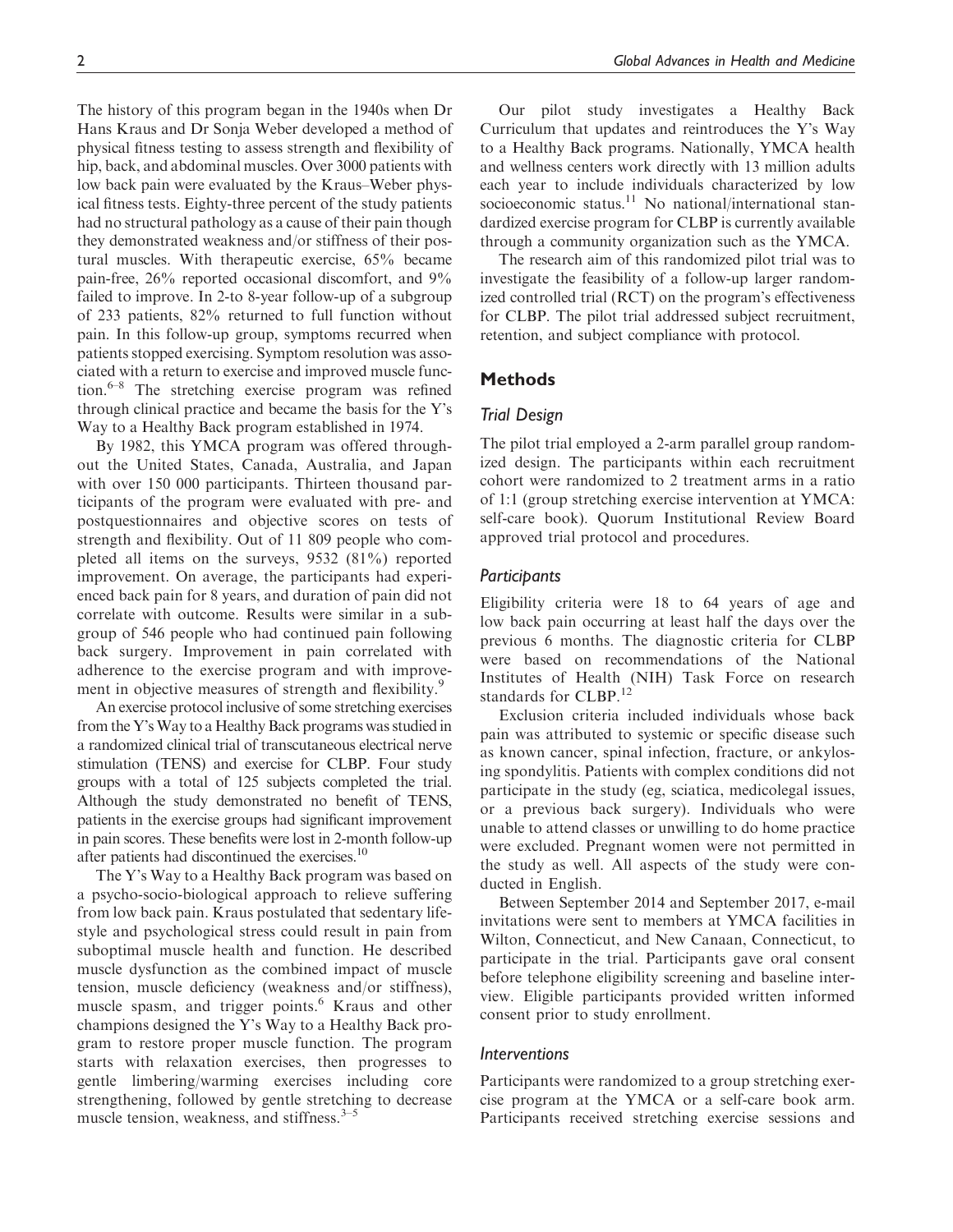The history of this program began in the 1940s when Dr Hans Kraus and Dr Sonja Weber developed a method of physical fitness testing to assess strength and flexibility of hip, back, and abdominal muscles. Over 3000 patients with low back pain were evaluated by the Kraus–Weber physical fitness tests. Eighty-three percent of the study patients had no structural pathology as a cause of their pain though they demonstrated weakness and/or stiffness of their postural muscles. With therapeutic exercise, 65% became pain-free, 26% reported occasional discomfort, and 9% failed to improve. In 2-to 8-year follow-up of a subgroup of 233 patients, 82% returned to full function without pain. In this follow-up group, symptoms recurred when patients stopped exercising. Symptom resolution was associated with a return to exercise and improved muscle function.[6–8] The stretching exercise program was refined through clinical practice and became the basis for the Y's Way to a Healthy Back program established in 1974.

By 1982, this YMCA program was offered throughout the United States, Canada, Australia, and Japan with over 150 000 participants. Thirteen thousand participants of the program were evaluated with pre- and postquestionnaires and objective scores on tests of strength and flexibility. Out of 11 809 people who completed all items on the surveys, 9532 (81%) reported improvement. On average, the participants had experienced back pain for 8 years, and duration of pain did not correlate with outcome. Results were similar in a subgroup of 546 people who had continued pain following back surgery. Improvement in pain correlated with adherence to the exercise program and with improvement in objective measures of strength and flexibility.[9]

An exercise protocol inclusive of some stretching exercises from the Y's Way to a Healthy Back programs was studied in a randomized clinical trial of transcutaneous electrical nerve stimulation (TENS) and exercise for CLBP. Four study groups with a total of 125 subjects completed the trial. Although the study demonstrated no benefit of TENS, patients in the exercise groups had significant improvement in pain scores. These benefits were lost in 2-month follow-up after patients had discontinued the exercises.[10]

The Y's Way to a Healthy Back program was based on a psycho-socio-biological approach to relieve suffering from low back pain. Kraus postulated that sedentary lifestyle and psychological stress could result in pain from suboptimal muscle health and function. He described muscle dysfunction as the combined impact of muscle tension, muscle deficiency (weakness and/or stiffness), muscle spasm, and trigger points.[6] Kraus and other champions designed the Y's Way to a Healthy Back program to restore proper muscle function. The program starts with relaxation exercises, then progresses to gentle limbering/warming exercises including core strengthening, followed by gentle stretching to decrease muscle tension, weakness, and stiffness.[3–5]

Our pilot study investigates a Healthy Back Curriculum that updates and reintroduces the Y's Way to a Healthy Back programs. Nationally, YMCA health and wellness centers work directly with 13 million adults each year to include individuals characterized by low socioeconomic status.[11] No national/international standardized exercise program for CLBP is currently available through a community organization such as the YMCA.

The research aim of this randomized pilot trial was to investigate the feasibility of a follow-up larger randomized controlled trial (RCT) on the program's effectiveness for CLBP. The pilot trial addressed subject recruitment, retention, and subject compliance with protocol.

## Methods

### Trial Design

The pilot trial employed a 2-arm parallel group randomized design. The participants within each recruitment cohort were randomized to 2 treatment arms in a ratio of 1:1 (group stretching exercise intervention at YMCA: self-care book). Quorum Institutional Review Board approved trial protocol and procedures.

### Participants

Eligibility criteria were 18 to 64 years of age and low back pain occurring at least half the days over the previous 6 months. The diagnostic criteria for CLBP were based on recommendations of the National Institutes of Health (NIH) Task Force on research standards for CLBP.[12]

Exclusion criteria included individuals whose back pain was attributed to systemic or specific disease such as known cancer, spinal infection, fracture, or ankylosing spondylitis. Patients with complex conditions did not participate in the study (eg, sciatica, medicolegal issues, or a previous back surgery). Individuals who were unable to attend classes or unwilling to do home practice were excluded. Pregnant women were not permitted in the study as well. All aspects of the study were conducted in English.

Between September 2014 and September 2017, e-mail invitations were sent to members at YMCA facilities in Wilton, Connecticut, and New Canaan, Connecticut, to participate in the trial. Participants gave oral consent before telephone eligibility screening and baseline interview. Eligible participants provided written informed consent prior to study enrollment.

### Interventions

Participants were randomized to a group stretching exercise program at the YMCA or a self-care book arm. Participants received stretching exercise sessions and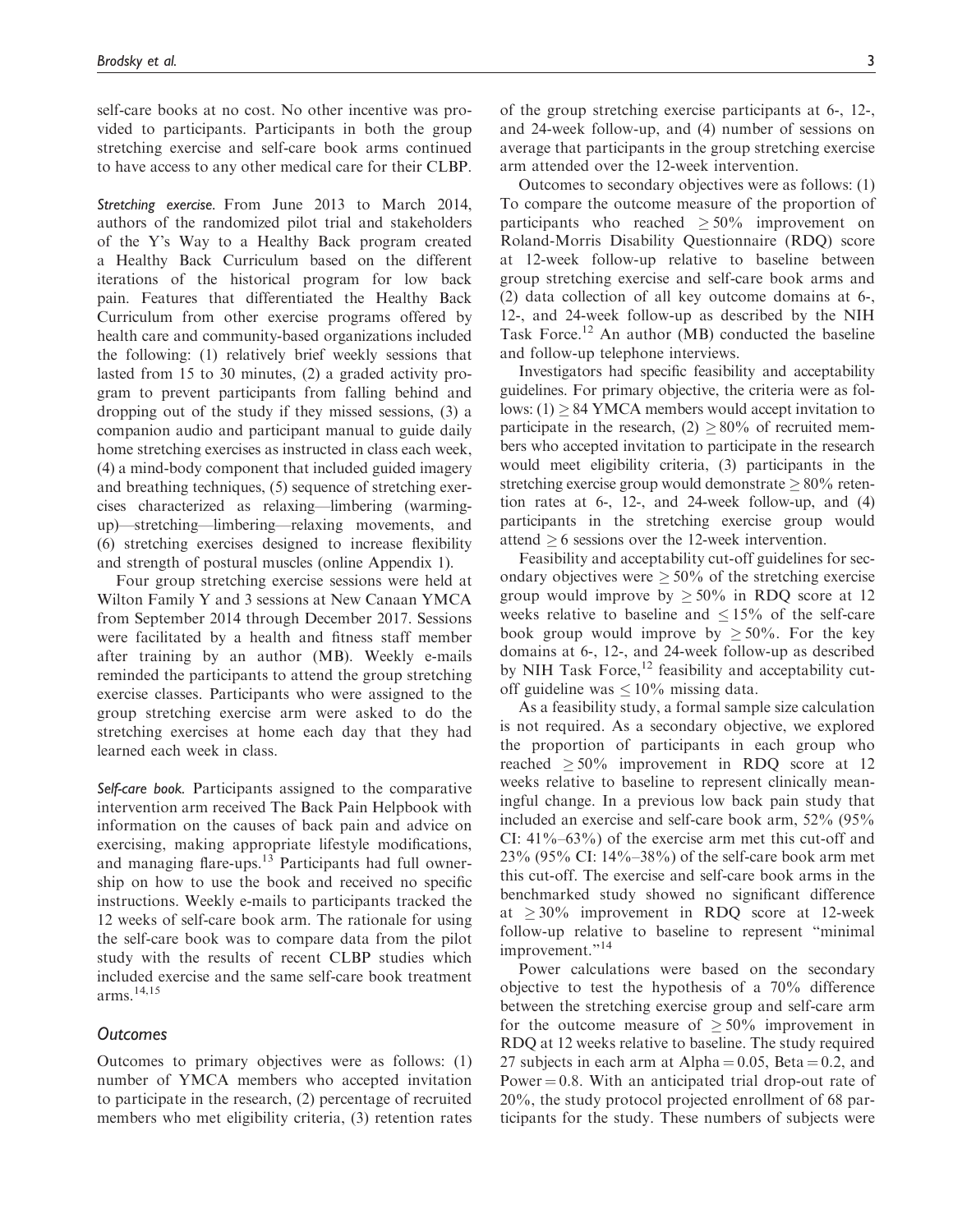self-care books at no cost. No other incentive was provided to participants. Participants in both the group stretching exercise and self-care book arms continued to have access to any other medical care for their CLBP.

*Stretching exercise.* From June 2013 to March 2014, authors of the randomized pilot trial and stakeholders of the Y's Way to a Healthy Back program created a Healthy Back Curriculum based on the different iterations of the historical program for low back pain. Features that differentiated the Healthy Back Curriculum from other exercise programs offered by health care and community-based organizations included the following: (1) relatively brief weekly sessions that lasted from 15 to 30 minutes, (2) a graded activity program to prevent participants from falling behind and dropping out of the study if they missed sessions, (3) a companion audio and participant manual to guide daily home stretching exercises as instructed in class each week, (4) a mind-body component that included guided imagery and breathing techniques, (5) sequence of stretching exercises characterized as relaxing—limbering (warming-up)—stretching—limbering—relaxing movements, and (6) stretching exercises designed to increase flexibility and strength of postural muscles (online Appendix 1).

Four group stretching exercise sessions were held at Wilton Family Y and 3 sessions at New Canaan YMCA from September 2014 through December 2017. Sessions were facilitated by a health and fitness staff member after training by an author (MB). Weekly e-mails reminded the participants to attend the group stretching exercise classes. Participants who were assigned to the group stretching exercise arm were asked to do the stretching exercises at home each day that they had learned each week in class.

*Self-care book.* Participants assigned to the comparative intervention arm received The Back Pain Helpbook with information on the causes of back pain and advice on exercising, making appropriate lifestyle modifications, and managing flare-ups.[13] Participants had full ownership on how to use the book and received no specific instructions. Weekly e-mails to participants tracked the 12 weeks of self-care book arm. The rationale for using the self-care book was to compare data from the pilot study with the results of recent CLBP studies which included exercise and the same self-care book treatment arms.[14,15]

### Outcomes

Outcomes to primary objectives were as follows: (1) number of YMCA members who accepted invitation to participate in the research, (2) percentage of recruited members who met eligibility criteria, (3) retention rates of the group stretching exercise participants at 6-, 12-, and 24-week follow-up, and (4) number of sessions on average that participants in the group stretching exercise arm attended over the 12-week intervention.

Outcomes to secondary objectives were as follows: (1) To compare the outcome measure of the proportion of participants who reached $\geq 50\%$ improvement on Roland-Morris Disability Questionnaire (RDQ) score at 12-week follow-up relative to baseline between group stretching exercise and self-care book arms and (2) data collection of all key outcome domains at 6-, 12-, and 24-week follow-up as described by the NIH Task Force.[12] An author (MB) conducted the baseline and follow-up telephone interviews.

Investigators had specific feasibility and acceptability guidelines. For primary objective, the criteria were as follows: (1) $\geq 84$ YMCA members would accept invitation to participate in the research, (2) $\geq 80\%$ of recruited members who accepted invitation to participate in the research would meet eligibility criteria, (3) participants in the stretching exercise group would demonstrate $\geq 80\%$ retention rates at 6-, 12-, and 24-week follow-up, and (4) participants in the stretching exercise group would attend $\geq 6$ sessions over the 12-week intervention.

Feasibility and acceptability cut-off guidelines for secondary objectives were $\geq 50\%$ of the stretching exercise group would improve by $\geq 50\%$ in RDQ score at 12 weeks relative to baseline and $\leq 15\%$ of the self-care book group would improve by $\geq 50\%$. For the key domains at 6-, 12-, and 24-week follow-up as described by NIH Task Force,[12] feasibility and acceptability cut-off guideline was $\leq 10\%$ missing data.

As a feasibility study, a formal sample size calculation is not required. As a secondary objective, we explored the proportion of participants in each group who reached $\geq 50\%$ improvement in RDQ score at 12 weeks relative to baseline to represent clinically meaningful change. In a previous low back pain study that included an exercise and self-care book arm, 52% (95% CI: 41%–63%) of the exercise arm met this cut-off and 23% (95% CI: 14%–38%) of the self-care book arm met this cut-off. The exercise and self-care book arms in the benchmarked study showed no significant difference at $\geq 30\%$ improvement in RDQ score at 12-week follow-up relative to baseline to represent "minimal improvement."[14]

Power calculations were based on the secondary objective to test the hypothesis of a 70% difference between the stretching exercise group and self-care arm for the outcome measure of $\geq 50\%$ improvement in RDQ at 12 weeks relative to baseline. The study required 27 subjects in each arm at Alpha = 0.05, Beta = 0.2, and Power = 0.8. With an anticipated trial drop-out rate of 20%, the study protocol projected enrollment of 68 participants for the study. These numbers of subjects were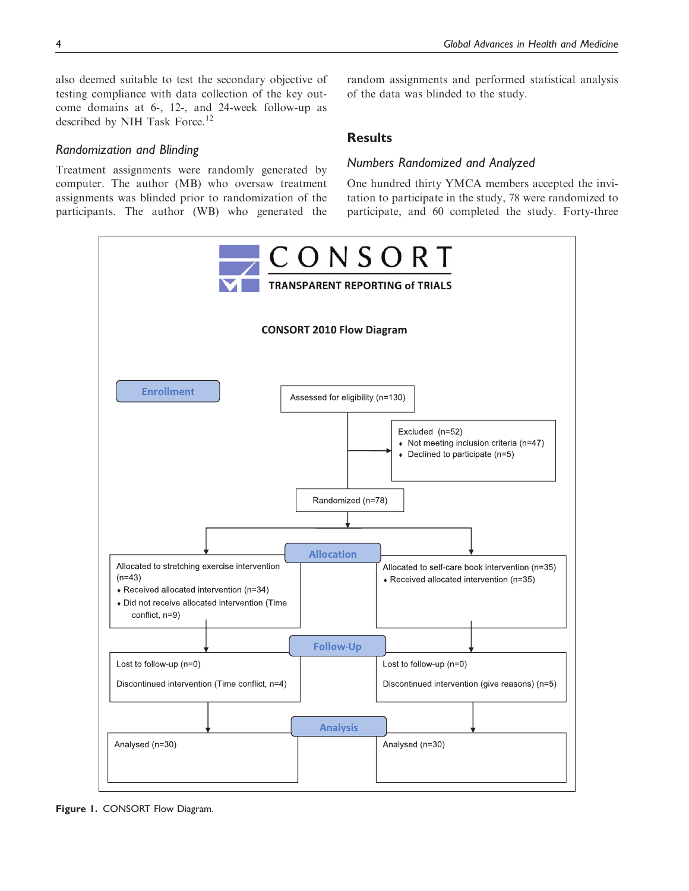also deemed suitable to test the secondary objective of testing compliance with data collection of the key outcome domains at 6-, 12-, and 24-week follow-up as described by NIH Task Force.[12]

### Randomization and Blinding

Treatment assignments were randomly generated by computer. The author (MB) who oversaw treatment assignments was blinded prior to randomization of the participants. The author (WB) who generated the random assignments and performed statistical analysis of the data was blinded to the study.

## Results

### Numbers Randomized and Analyzed

One hundred thirty YMCA members accepted the invitation to participate in the study, 78 were randomized to participate, and 60 completed the study. Forty-three

CONSORT
TRANSPARENT REPORTING of TRIALS

CONSORT 2010 Flow Diagram

**Enrollment**

Assessed for eligibility (n=130)

Excluded (n=52)
- Not meeting inclusion criteria (n=47)
- Declined to participate (n=5)

Randomized (n=78)

**Allocation**

Allocated to stretching exercise intervention (n=43)
- Received allocated intervention (n=34)
- Did not receive allocated intervention (Time conflict, n=9)

Allocated to self-care book intervention (n=35)
- Received allocated intervention (n=35)

**Follow-Up**

Lost to follow-up (n=0)

Discontinued intervention (Time conflict, n=4)

Lost to follow-up (n=0)

Discontinued intervention (give reasons) (n=5)

**Analysis**

Analysed (n=30)

Analysed (n=30)

**Figure 1.** CONSORT Flow Diagram.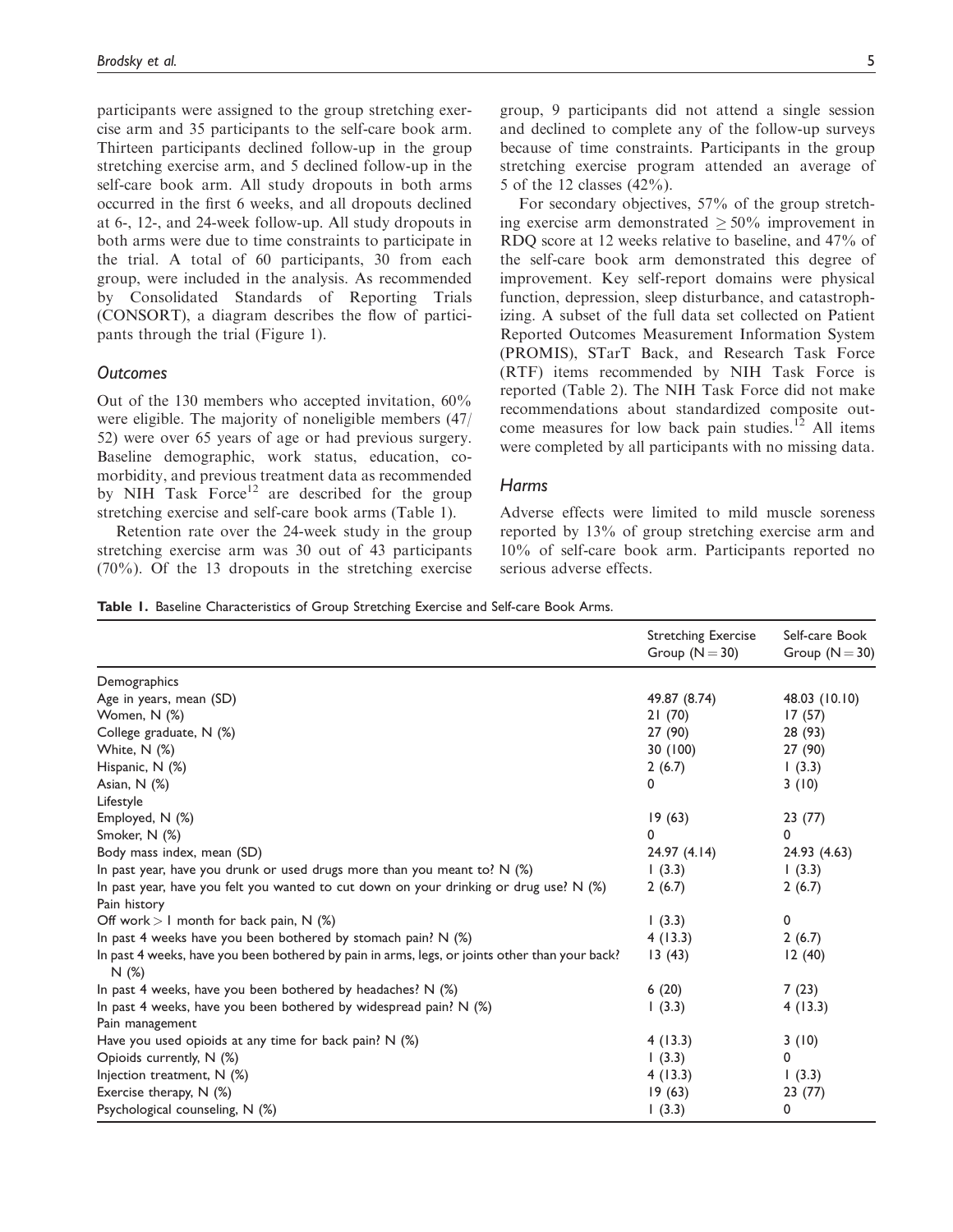participants were assigned to the group stretching exercise arm and 35 participants to the self-care book arm. Thirteen participants declined follow-up in the group stretching exercise arm, and 5 declined follow-up in the self-care book arm. All study dropouts in both arms occurred in the first 6 weeks, and all dropouts declined at 6-, 12-, and 24-week follow-up. All study dropouts in both arms were due to time constraints to participate in the trial. A total of 60 participants, 30 from each group, were included in the analysis. As recommended by Consolidated Standards of Reporting Trials (CONSORT), a diagram describes the flow of participants through the trial (Figure 1).

### *Outcomes*

Out of the 130 members who accepted invitation, 60% were eligible. The majority of noneligible members (47/52) were over 65 years of age or had previous surgery. Baseline demographic, work status, education, co-morbidity, and previous treatment data as recommended by NIH Task Force[12] are described for the group stretching exercise and self-care book arms (Table 1).

Retention rate over the 24-week study in the group stretching exercise arm was 30 out of 43 participants (70%). Of the 13 dropouts in the stretching exercise group, 9 participants did not attend a single session and declined to complete any of the follow-up surveys because of time constraints. Participants in the group stretching exercise program attended an average of 5 of the 12 classes (42%).

For secondary objectives, 57% of the group stretching exercise arm demonstrated $\geq 50\%$ improvement in RDQ score at 12 weeks relative to baseline, and 47% of the self-care book arm demonstrated this degree of improvement. Key self-report domains were physical function, depression, sleep disturbance, and catastrophizing. A subset of the full data set collected on Patient Reported Outcomes Measurement Information System (PROMIS), STarT Back, and Research Task Force (RTF) items recommended by NIH Task Force is reported (Table 2). The NIH Task Force did not make recommendations about standardized composite outcome measures for low back pain studies.[12] All items were completed by all participants with no missing data.

### *Harms*

Adverse effects were limited to mild muscle soreness reported by 13% of group stretching exercise arm and 10% of self-care book arm. Participants reported no serious adverse effects.

**Table 1.** Baseline Characteristics of Group Stretching Exercise and Self-care Book Arms.

| | Stretching Exercise Group (N = 30) | Self-care Book Group (N = 30) |
|---|---|---|
| Demographics | | |
| Age in years, mean (SD) | 49.87 (8.74) | 48.03 (10.10) |
| Women, N (%) | 21 (70) | 17 (57) |
| College graduate, N (%) | 27 (90) | 28 (93) |
| White, N (%) | 30 (100) | 27 (90) |
| Hispanic, N (%) | 2 (6.7) | 1 (3.3) |
| Asian, N (%) | 0 | 3 (10) |
| Lifestyle | | |
| Employed, N (%) | 19 (63) | 23 (77) |
| Smoker, N (%) | 0 | 0 |
| Body mass index, mean (SD) | 24.97 (4.14) | 24.93 (4.63) |
| In past year, have you drunk or used drugs more than you meant to? N (%) | 1 (3.3) | 1 (3.3) |
| In past year, have you felt you wanted to cut down on your drinking or drug use? N (%) | 2 (6.7) | 2 (6.7) |
| Pain history | | |
| Off work > 1 month for back pain, N (%) | 1 (3.3) | 0 |
| In past 4 weeks have you been bothered by stomach pain? N (%) | 4 (13.3) | 2 (6.7) |
| In past 4 weeks, have you been bothered by pain in arms, legs, or joints other than your back? N (%) | 13 (43) | 12 (40) |
| In past 4 weeks, have you been bothered by headaches? N (%) | 6 (20) | 7 (23) |
| In past 4 weeks, have you been bothered by widespread pain? N (%) | 1 (3.3) | 4 (13.3) |
| Pain management | | |
| Have you used opioids at any time for back pain? N (%) | 4 (13.3) | 3 (10) |
| Opioids currently, N (%) | 1 (3.3) | 0 |
| Injection treatment, N (%) | 4 (13.3) | 1 (3.3) |
| Exercise therapy, N (%) | 19 (63) | 23 (77) |
| Psychological counseling, N (%) | 1 (3.3) | 0 |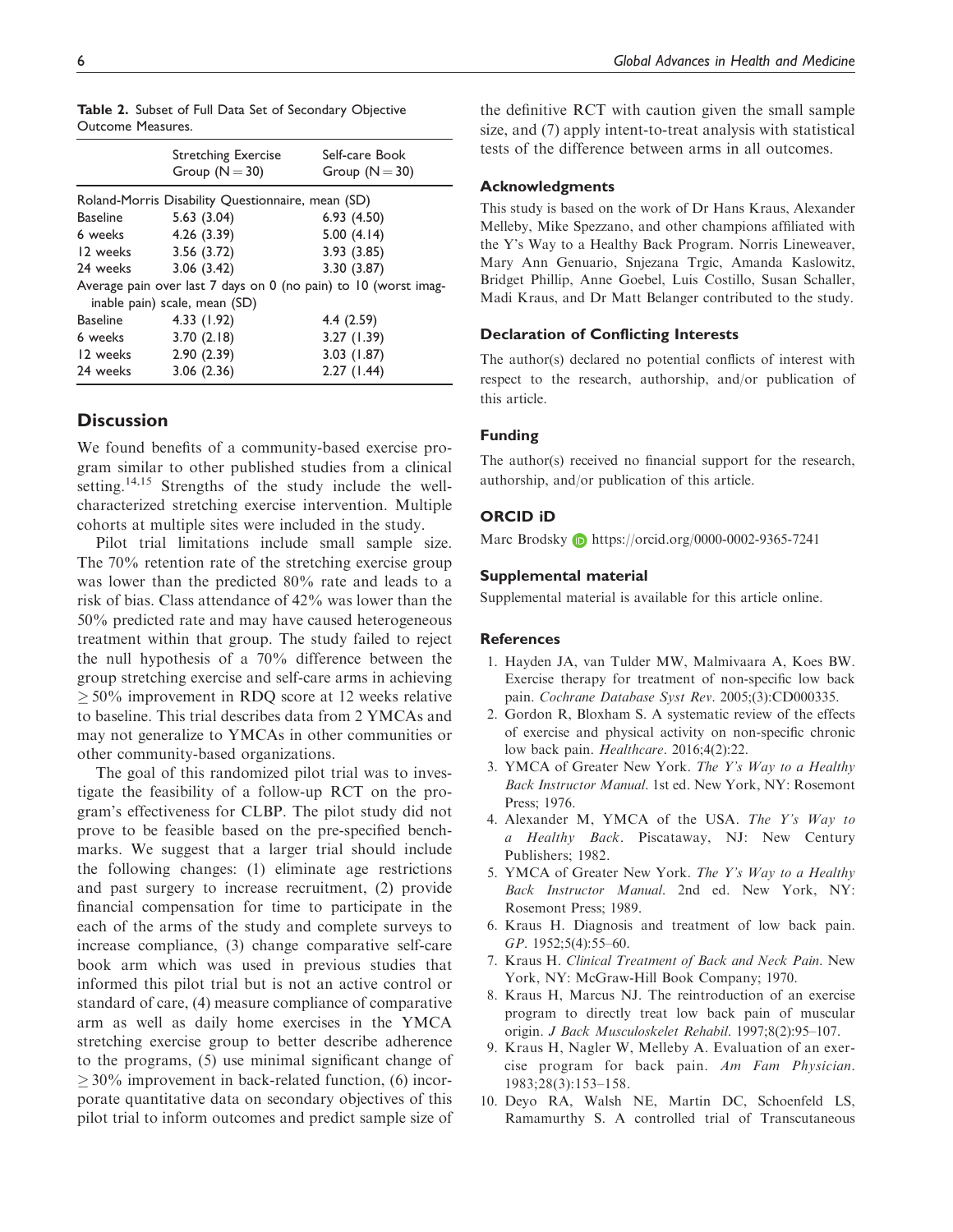**Table 2.** Subset of Full Data Set of Secondary Objective Outcome Measures.

| | Stretching Exercise Group (N = 30) | Self-care Book Group (N = 30) |
|---|---|---|
| Roland-Morris Disability Questionnaire, mean (SD) | | |
| Baseline | 5.63 (3.04) | 6.93 (4.50) |
| 6 weeks | 4.26 (3.39) | 5.00 (4.14) |
| 12 weeks | 3.56 (3.72) | 3.93 (3.85) |
| 24 weeks | 3.06 (3.42) | 3.30 (3.87) |
| Average pain over last 7 days on 0 (no pain) to 10 (worst imaginable pain) scale, mean (SD) | | |
| Baseline | 4.33 (1.92) | 4.4 (2.59) |
| 6 weeks | 3.70 (2.18) | 3.27 (1.39) |
| 12 weeks | 2.90 (2.39) | 3.03 (1.87) |
| 24 weeks | 3.06 (2.36) | 2.27 (1.44) |

## Discussion

We found benefits of a community-based exercise program similar to other published studies from a clinical setting.[14,15] Strengths of the study include the well-characterized stretching exercise intervention. Multiple cohorts at multiple sites were included in the study.

Pilot trial limitations include small sample size. The 70% retention rate of the stretching exercise group was lower than the predicted 80% rate and leads to a risk of bias. Class attendance of 42% was lower than the 50% predicted rate and may have caused heterogeneous treatment within that group. The study failed to reject the null hypothesis of a 70% difference between the group stretching exercise and self-care arms in achieving $\geq 50\%$ improvement in RDQ score at 12 weeks relative to baseline. This trial describes data from 2 YMCAs and may not generalize to YMCAs in other communities or other community-based organizations.

The goal of this randomized pilot trial was to investigate the feasibility of a follow-up RCT on the program's effectiveness for CLBP. The pilot study did not prove to be feasible based on the pre-specified benchmarks. We suggest that a larger trial should include the following changes: (1) eliminate age restrictions and past surgery to increase recruitment, (2) provide financial compensation for time to participate in the each of the arms of the study and complete surveys to increase compliance, (3) change comparative self-care book arm which was used in previous studies that informed this pilot trial but is not an active control or standard of care, (4) measure compliance of comparative arm as well as daily home exercises in the YMCA stretching exercise group to better describe adherence to the programs, (5) use minimal significant change of $\geq 30\%$ improvement in back-related function, (6) incorporate quantitative data on secondary objectives of this pilot trial to inform outcomes and predict sample size of the definitive RCT with caution given the small sample size, and (7) apply intent-to-treat analysis with statistical tests of the difference between arms in all outcomes.

### Acknowledgments

This study is based on the work of Dr Hans Kraus, Alexander Melleby, Mike Spezzano, and other champions affiliated with the Y's Way to a Healthy Back Program. Norris Lineweaver, Mary Ann Genuario, Snjezana Trgic, Amanda Kaslowitz, Bridget Phillip, Anne Goebel, Luis Costillo, Susan Schaller, Madi Kraus, and Dr Matt Belanger contributed to the study.

### Declaration of Conflicting Interests

The author(s) declared no potential conflicts of interest with respect to the research, authorship, and/or publication of this article.

### Funding

The author(s) received no financial support for the research, authorship, and/or publication of this article.

### ORCID iD

Marc Brodsky https://orcid.org/0000-0002-9365-7241

### Supplemental material

Supplemental material is available for this article online.

### References

1. Hayden JA, van Tulder MW, Malmivaara A, Koes BW. Exercise therapy for treatment of non-specific low back pain. *Cochrane Database Syst Rev*. 2005;(3):CD000335.
2. Gordon R, Bloxham S. A systematic review of the effects of exercise and physical activity on non-specific chronic low back pain. *Healthcare*. 2016;4(2):22.
3. YMCA of Greater New York. *The Y's Way to a Healthy Back Instructor Manual*. 1st ed. New York, NY: Rosemont Press; 1976.
4. Alexander M, YMCA of the USA. *The Y's Way to a Healthy Back*. Piscataway, NJ: New Century Publishers; 1982.
5. YMCA of Greater New York. *The Y's Way to a Healthy Back Instructor Manual*. 2nd ed. New York, NY: Rosemont Press; 1989.
6. Kraus H. Diagnosis and treatment of low back pain. *GP*. 1952;5(4):55–60.
7. Kraus H. *Clinical Treatment of Back and Neck Pain*. New York, NY: McGraw-Hill Book Company; 1970.
8. Kraus H, Marcus NJ. The reintroduction of an exercise program to directly treat low back pain of muscular origin. *J Back Musculoskelet Rehabil*. 1997;8(2):95–107.
9. Kraus H, Nagler W, Melleby A. Evaluation of an exercise program for back pain. *Am Fam Physician*. 1983;28(3):153–158.
10. Deyo RA, Walsh NE, Martin DC, Schoenfeld LS, Ramamurthy S. A controlled trial of Transcutaneous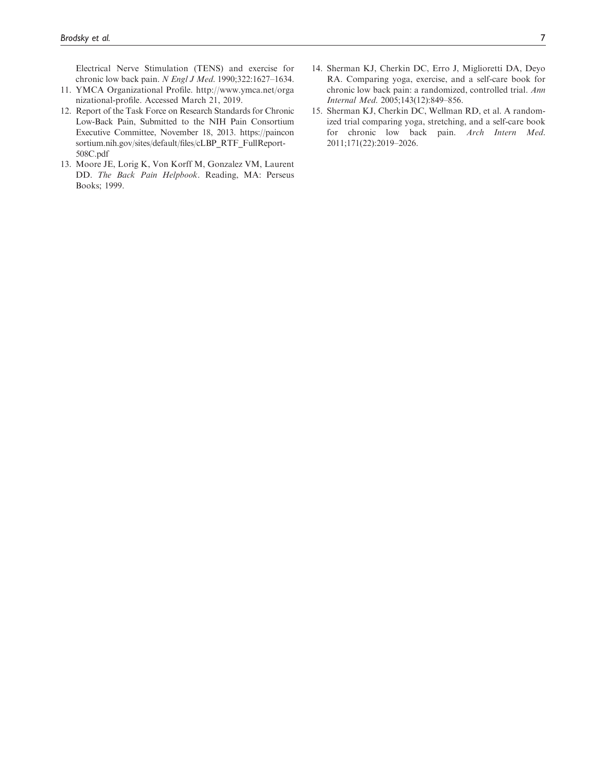Electrical Nerve Stimulation (TENS) and exercise for chronic low back pain. *N Engl J Med*. 1990;322:1627–1634.

11. YMCA Organizational Profile. http://www.ymca.net/organizational-profile. Accessed March 21, 2019.
12. Report of the Task Force on Research Standards for Chronic Low-Back Pain, Submitted to the NIH Pain Consortium Executive Committee, November 18, 2013. https://painconsortium.nih.gov/sites/default/files/cLBP_RTF_FullReport-508C.pdf
13. Moore JE, Lorig K, Von Korff M, Gonzalez VM, Laurent DD. *The Back Pain Helpbook*. Reading, MA: Perseus Books; 1999.
14. Sherman KJ, Cherkin DC, Erro J, Miglioretti DA, Deyo RA. Comparing yoga, exercise, and a self-care book for chronic low back pain: a randomized, controlled trial. *Ann Internal Med*. 2005;143(12):849–856.
15. Sherman KJ, Cherkin DC, Wellman RD, et al. A randomized trial comparing yoga, stretching, and a self-care book for chronic low back pain. *Arch Intern Med*. 2011;171(22):2019–2026.